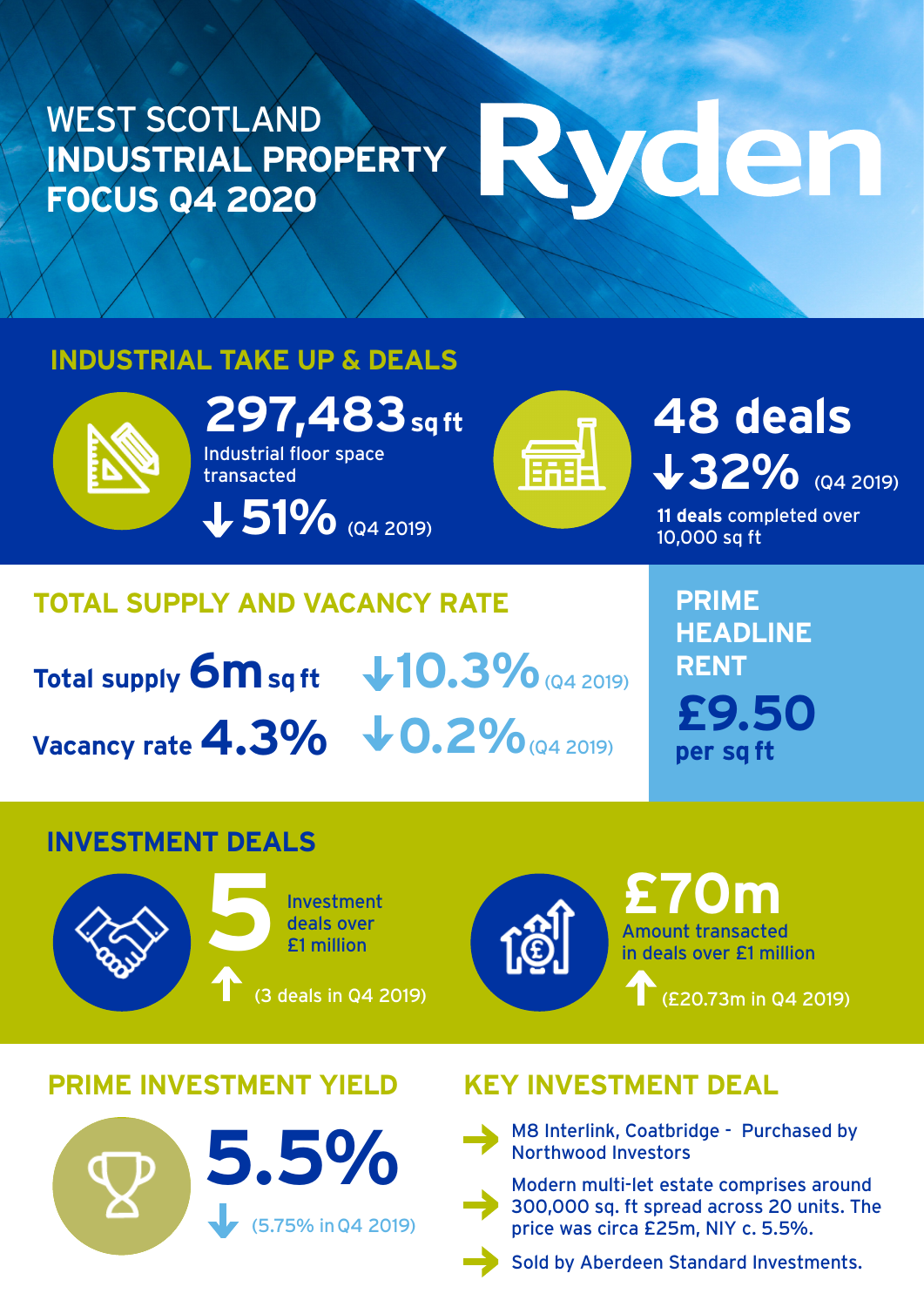# WEST SCOTLAND INDUSTRIAL PROPERTY FOCUS Q4 2020

Ryden

## INDUSTRIAL TAKE UP & DEALS

**297,483** sq ft

Industrial floor space transacted

↓ **51%** (Q4 2019)

**48 deals**

↓ **32%** (Q4 2019)

**11 deals** completed over 10,000 sq ft

## TOTAL SUPPLY AND VACANCY RATE

**Total supply 6m sq ft** ↓ 10.3% (Q4 2019)

**Vacancy rate 4.3%** ↓ 0.2% (Q4 2019)

## PRIME HEADLINE RENT

**£9.50**

**per sq ft**

## INVESTMENT DEALS

**5** Investment deals over £1 million

↑ (3 deals in Q4 2019)

**£70m** Amount transacted in deals over £1 million

↑ (£20.73m in Q4 2019)

## PRIME INVESTMENT YIELD

**5.5%**

↓ (5.75% in Q4 2019)

## KEY INVESTMENT DEAL

- M8 Interlink, Coatbridge - Purchased by Northwood Investors
- Modern multi-let estate comprises around 300,000 sq. ft spread across 20 units. The price was circa £25m, NIY c. 5.5%.
- Sold by Aberdeen Standard Investments.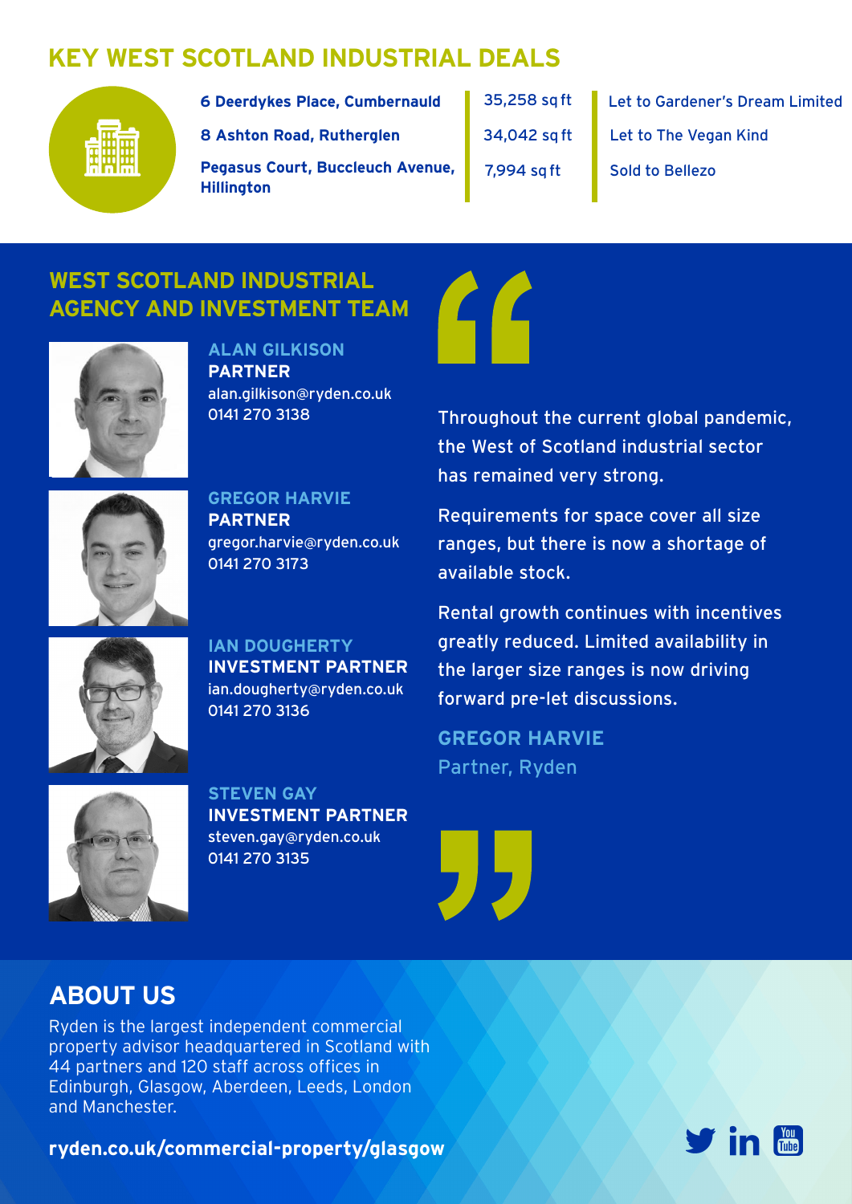## KEY WEST SCOTLAND INDUSTRIAL DEALS

| | | |
|---|---|---|
| 6 Deerdykes Place, Cumbernauld | 35,258 sq ft | Let to Gardener's Dream Limited |
| 8 Ashton Road, Rutherglen | 34,042 sq ft | Let to The Vegan Kind |
| Pegasus Court, Buccleuch Avenue, Hillington | 7,994 sq ft | Sold to Bellezo |

## WEST SCOTLAND INDUSTRIAL AGENCY AND INVESTMENT TEAM

**ALAN GILKISON**
**PARTNER**
alan.gilkison@ryden.co.uk
0141 270 3138

**GREGOR HARVIE**
**PARTNER**
gregor.harvie@ryden.co.uk
0141 270 3173

**IAN DOUGHERTY**
**INVESTMENT PARTNER**
ian.dougherty@ryden.co.uk
0141 270 3136

**STEVEN GAY**
**INVESTMENT PARTNER**
steven.gay@ryden.co.uk
0141 270 3135

"Throughout the current global pandemic, the West of Scotland industrial sector has remained very strong.

Requirements for space cover all size ranges, but there is now a shortage of available stock.

Rental growth continues with incentives greatly reduced. Limited availability in the larger size ranges is now driving forward pre-let discussions."

**GREGOR HARVIE**
Partner, Ryden

## ABOUT US

Ryden is the largest independent commercial property advisor headquartered in Scotland with 44 partners and 120 staff across offices in Edinburgh, Glasgow, Aberdeen, Leeds, London and Manchester.

**ryden.co.uk/commercial-property/glasgow**